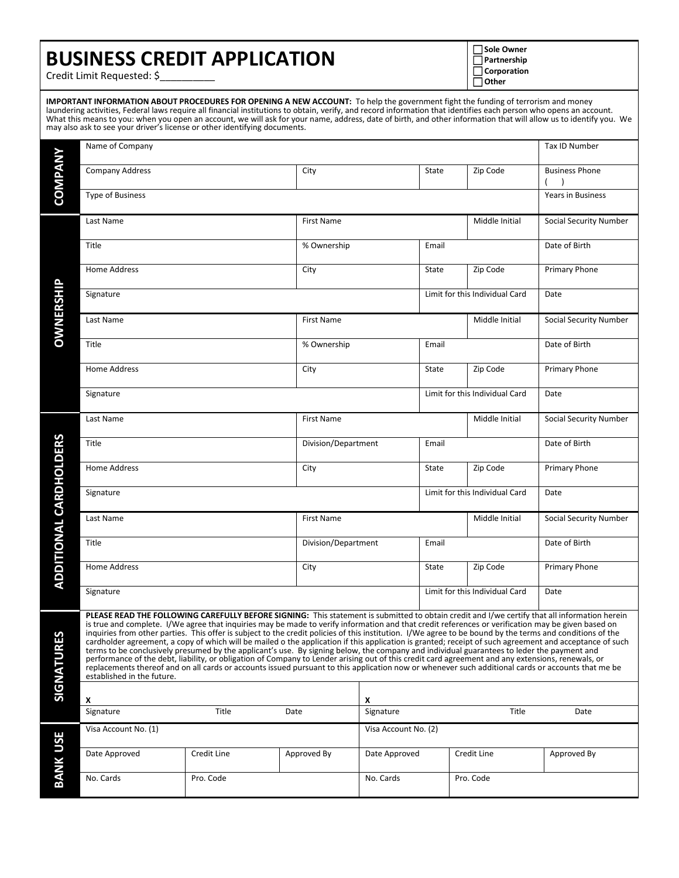# BUSINESS CREDIT APPLICATION

Credit Limit Requested: $__________

- ☐ Sole Owner
- ☐ Partnership
- ☐ Corporation
- ☐ Other

**IMPORTANT INFORMATION ABOUT PROCEDURES FOR OPENING A NEW ACCOUNT:** To help the government fight the funding of terrorism and money laundering activities, Federal laws require all financial institutions to obtain, verify, and record information that identifies each person who opens an account. What this means to you: when you open an account, we will ask for your name, address, date of birth, and other information that will allow us to identify you. We may also ask to see your driver's license or other identifying documents.

## COMPANY

| Name of Company | | | | Tax ID Number |
|---|---|---|---|---|
| Company Address | City | State | Zip Code | Business Phone ( ) |
| Type of Business | | | | Years in Business |

## OWNERSHIP

| Last Name | First Name | | Middle Initial | Social Security Number |
|---|---|---|---|---|
| Title | % Ownership | Email | | Date of Birth |
| Home Address | City | State | Zip Code | Primary Phone |
| Signature | | Limit for this Individual Card | | Date |
| Last Name | First Name | | Middle Initial | Social Security Number |
| Title | % Ownership | Email | | Date of Birth |
| Home Address | City | State | Zip Code | Primary Phone |
| Signature | | Limit for this Individual Card | | Date |

## ADDITIONAL CARDHOLDERS

| Last Name | First Name | | Middle Initial | Social Security Number |
|---|---|---|---|---|
| Title | Division/Department | Email | | Date of Birth |
| Home Address | City | State | Zip Code | Primary Phone |
| Signature | | Limit for this Individual Card | | Date |
| Last Name | First Name | | Middle Initial | Social Security Number |
| Title | Division/Department | Email | | Date of Birth |
| Home Address | City | State | Zip Code | Primary Phone |
| Signature | | Limit for this Individual Card | | Date |

## SIGNATURES

**PLEASE READ THE FOLLOWING CAREFULLY BEFORE SIGNING:** This statement is submitted to obtain credit and I/we certify that all information herein is true and complete. I/We agree that inquiries may be made to verify information and that credit references or verification may be given based on inquiries from other parties. This offer is subject to the credit policies of this institution. I/We agree to be bound by the terms and conditions of the cardholder agreement, a copy of which will be mailed o the application if this application is granted; receipt of such agreement and acceptance of such terms to be conclusively presumed by the applicant's use. By signing below, the company and individual guarantees to leder the payment and performance of the debt, liability, or obligation of Company to Lender arising out of this credit card agreement and any extensions, renewals, or replacements thereof and on all cards or accounts issued pursuant to this application now or whenever such additional cards or accounts that me be established in the future.

| X | | | X | | |
|---|---|---|---|---|---|
| Signature | Title | Date | Signature | Title | Date |

## BANK USE

| Visa Account No. (1) | | | Visa Account No. (2) | | |
|---|---|---|---|---|---|
| Date Approved | Credit Line | Approved By | Date Approved | Credit Line | Approved By |
| No. Cards | Pro. Code | | No. Cards | Pro. Code | |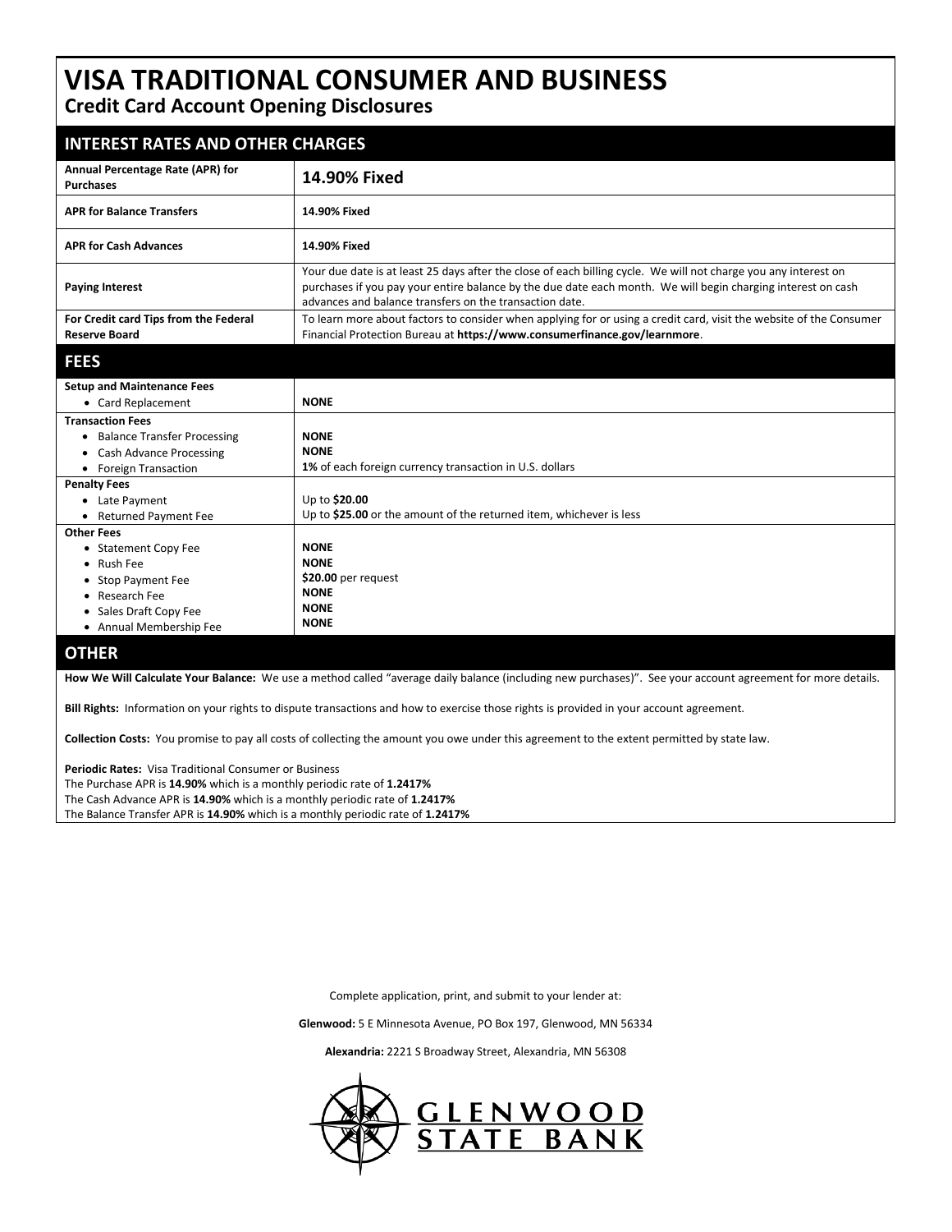# VISA TRADITIONAL CONSUMER AND BUSINESS

## Credit Card Account Opening Disclosures

| INTEREST RATES AND OTHER CHARGES | |
|---|---|
| **Annual Percentage Rate (APR) for Purchases** | **14.90% Fixed** |
| **APR for Balance Transfers** | **14.90% Fixed** |
| **APR for Cash Advances** | **14.90% Fixed** |
| **Paying Interest** | Your due date is at least 25 days after the close of each billing cycle. We will not charge you any interest on purchases if you pay your entire balance by the due date each month. We will begin charging interest on cash advances and balance transfers on the transaction date. |
| **For Credit card Tips from the Federal Reserve Board** | To learn more about factors to consider when applying for or using a credit card, visit the website of the Consumer Financial Protection Bureau at **https://www.consumerfinance.gov/learnmore**. |

| FEES | |
|---|---|
| **Setup and Maintenance Fees**<br>• Card Replacement | **NONE** |
| **Transaction Fees**<br>• Balance Transfer Processing<br>• Cash Advance Processing<br>• Foreign Transaction | **NONE**<br>**NONE**<br>**1%** of each foreign currency transaction in U.S. dollars |
| **Penalty Fees**<br>• Late Payment<br>• Returned Payment Fee | Up to **$20.00**<br>Up to **$25.00** or the amount of the returned item, whichever is less |
| **Other Fees**<br>• Statement Copy Fee<br>• Rush Fee<br>• Stop Payment Fee<br>• Research Fee<br>• Sales Draft Copy Fee<br>• Annual Membership Fee | **NONE**<br>**NONE**<br>**$20.00** per request<br>**NONE**<br>**NONE**<br>**NONE** |

## OTHER

**How We Will Calculate Your Balance:** We use a method called "average daily balance (including new purchases)". See your account agreement for more details.

**Bill Rights:** Information on your rights to dispute transactions and how to exercise those rights is provided in your account agreement.

**Collection Costs:** You promise to pay all costs of collecting the amount you owe under this agreement to the extent permitted by state law.

**Periodic Rates:** Visa Traditional Consumer or Business
The Purchase APR is **14.90%** which is a monthly periodic rate of **1.2417%**
The Cash Advance APR is **14.90%** which is a monthly periodic rate of **1.2417%**
The Balance Transfer APR is **14.90%** which is a monthly periodic rate of **1.2417%**

Complete application, print, and submit to your lender at:

**Glenwood:** 5 E Minnesota Avenue, PO Box 197, Glenwood, MN 56334

**Alexandria:** 2221 S Broadway Street, Alexandria, MN 56308

GLENWOOD STATE BANK